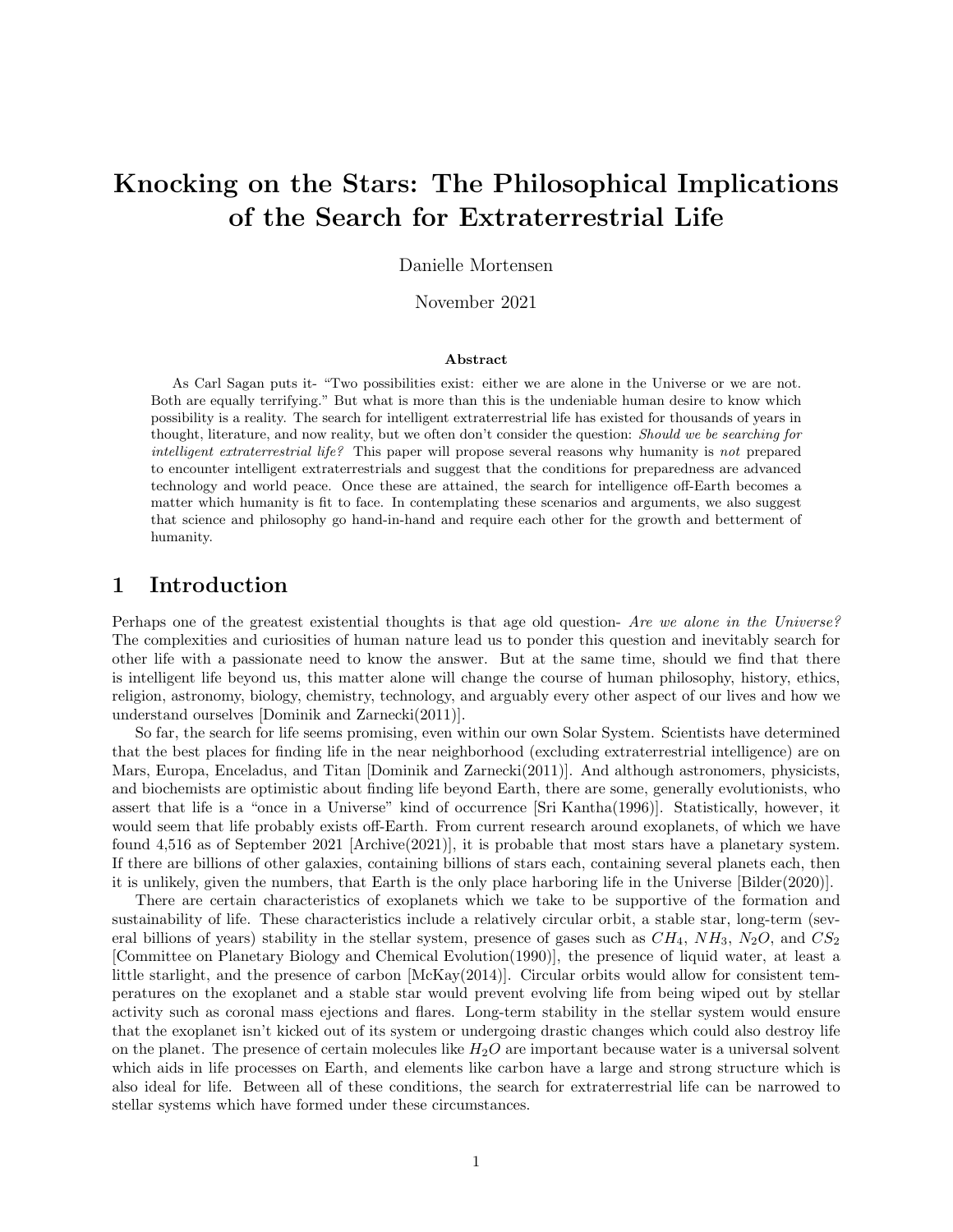# Knocking on the Stars: The Philosophical Implications of the Search for Extraterrestrial Life

Danielle Mortensen

November 2021

### Abstract

As Carl Sagan puts it- "Two possibilities exist: either we are alone in the Universe or we are not. Both are equally terrifying." But what is more than this is the undeniable human desire to know which possibility is a reality. The search for intelligent extraterrestrial life has existed for thousands of years in thought, literature, and now reality, but we often don't consider the question: *Should we be searching for intelligent extraterrestrial life?* This paper will propose several reasons why humanity is *not* prepared to encounter intelligent extraterrestrials and suggest that the conditions for preparedness are advanced technology and world peace. Once these are attained, the search for intelligence off-Earth becomes a matter which humanity is fit to face. In contemplating these scenarios and arguments, we also suggest that science and philosophy go hand-in-hand and require each other for the growth and betterment of humanity.

## 1 Introduction

Perhaps one of the greatest existential thoughts is that age old question- *Are we alone in the Universe?* The complexities and curiosities of human nature lead us to ponder this question and inevitably search for other life with a passionate need to know the answer. But at the same time, should we find that there is intelligent life beyond us, this matter alone will change the course of human philosophy, history, ethics, religion, astronomy, biology, chemistry, technology, and arguably every other aspect of our lives and how we understand ourselves [Dominik and Zarnecki(2011)].

So far, the search for life seems promising, even within our own Solar System. Scientists have determined that the best places for finding life in the near neighborhood (excluding extraterrestrial intelligence) are on Mars, Europa, Enceladus, and Titan [Dominik and Zarnecki(2011)]. And although astronomers, physicists, and biochemists are optimistic about finding life beyond Earth, there are some, generally evolutionists, who assert that life is a "once in a Universe" kind of occurrence [Sri Kantha(1996)]. Statistically, however, it would seem that life probably exists off-Earth. From current research around exoplanets, of which we have found 4,516 as of September 2021 [Archive(2021)], it is probable that most stars have a planetary system. If there are billions of other galaxies, containing billions of stars each, containing several planets each, then it is unlikely, given the numbers, that Earth is the only place harboring life in the Universe [Bilder(2020)].

There are certain characteristics of exoplanets which we take to be supportive of the formation and sustainability of life. These characteristics include a relatively circular orbit, a stable star, long-term (several billions of years) stability in the stellar system, presence of gases such as $CH_4$, $NH_3$, $N_2O$, and $CS_2$ [Committee on Planetary Biology and Chemical Evolution(1990)], the presence of liquid water, at least a little starlight, and the presence of carbon [McKay(2014)]. Circular orbits would allow for consistent temperatures on the exoplanet and a stable star would prevent evolving life from being wiped out by stellar activity such as coronal mass ejections and flares. Long-term stability in the stellar system would ensure that the exoplanet isn't kicked out of its system or undergoing drastic changes which could also destroy life on the planet. The presence of certain molecules like $H_2O$ are important because water is a universal solvent which aids in life processes on Earth, and elements like carbon have a large and strong structure which is also ideal for life. Between all of these conditions, the search for extraterrestrial life can be narrowed to stellar systems which have formed under these circumstances.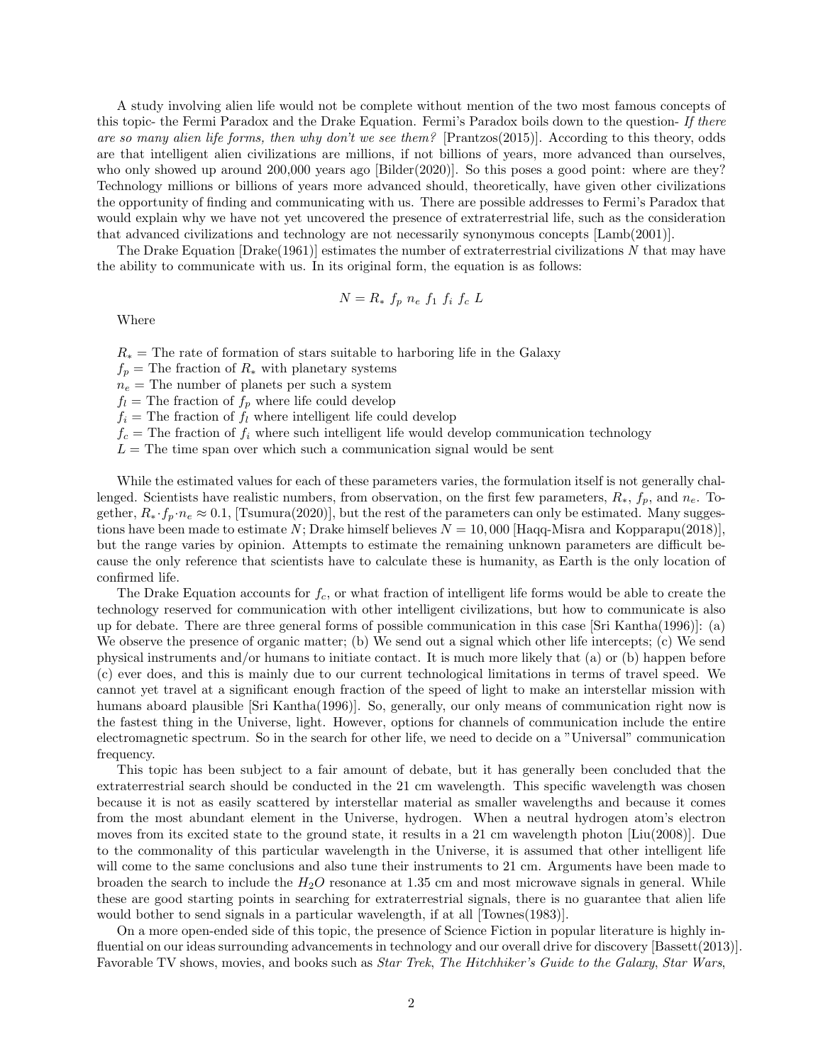A study involving alien life would not be complete without mention of the two most famous concepts of this topic- the Fermi Paradox and the Drake Equation. Fermi's Paradox boils down to the question- *If there are so many alien life forms, then why don't we see them?* [Prantzos(2015)]. According to this theory, odds are that intelligent alien civilizations are millions, if not billions of years, more advanced than ourselves, who only showed up around 200,000 years ago [Bilder(2020)]. So this poses a good point: where are they? Technology millions or billions of years more advanced should, theoretically, have given other civilizations the opportunity of finding and communicating with us. There are possible addresses to Fermi's Paradox that would explain why we have not yet uncovered the presence of extraterrestrial life, such as the consideration that advanced civilizations and technology are not necessarily synonymous concepts [Lamb(2001)].

The Drake Equation [Drake(1961)] estimates the number of extraterrestrial civilizations $N$ that may have the ability to communicate with us. In its original form, the equation is as follows:

$$N = R_* \; f_p \; n_e \; f_1 \; f_i \; f_c \; L$$

Where

$R_*$ = The rate of formation of stars suitable to harboring life in the Galaxy
$f_p$ = The fraction of $R_*$ with planetary systems
$n_e$ = The number of planets per such a system
$f_l$ = The fraction of $f_p$ where life could develop
$f_i$ = The fraction of $f_l$ where intelligent life could develop
$f_c$ = The fraction of $f_i$ where such intelligent life would develop communication technology
$L$ = The time span over which such a communication signal would be sent

While the estimated values for each of these parameters varies, the formulation itself is not generally challenged. Scientists have realistic numbers, from observation, on the first few parameters, $R_*$, $f_p$, and $n_e$. Together, $R_* \cdot f_p \cdot n_e \approx 0.1$, [Tsumura(2020)], but the rest of the parameters can only be estimated. Many suggestions have been made to estimate $N$; Drake himself believes $N = 10,000$ [Haqq-Misra and Kopparapu(2018)], but the range varies by opinion. Attempts to estimate the remaining unknown parameters are difficult because the only reference that scientists have to calculate these is humanity, as Earth is the only location of confirmed life.

The Drake Equation accounts for $f_c$, or what fraction of intelligent life forms would be able to create the technology reserved for communication with other intelligent civilizations, but how to communicate is also up for debate. There are three general forms of possible communication in this case [Sri Kantha(1996)]: (a) We observe the presence of organic matter; (b) We send out a signal which other life intercepts; (c) We send physical instruments and/or humans to initiate contact. It is much more likely that (a) or (b) happen before (c) ever does, and this is mainly due to our current technological limitations in terms of travel speed. We cannot yet travel at a significant enough fraction of the speed of light to make an interstellar mission with humans aboard plausible [Sri Kantha(1996)]. So, generally, our only means of communication right now is the fastest thing in the Universe, light. However, options for channels of communication include the entire electromagnetic spectrum. So in the search for other life, we need to decide on a "Universal" communication frequency.

This topic has been subject to a fair amount of debate, but it has generally been concluded that the extraterrestrial search should be conducted in the 21 cm wavelength. This specific wavelength was chosen because it is not as easily scattered by interstellar material as smaller wavelengths and because it comes from the most abundant element in the Universe, hydrogen. When a neutral hydrogen atom's electron moves from its excited state to the ground state, it results in a 21 cm wavelength photon [Liu(2008)]. Due to the commonality of this particular wavelength in the Universe, it is assumed that other intelligent life will come to the same conclusions and also tune their instruments to 21 cm. Arguments have been made to broaden the search to include the $H_2O$ resonance at 1.35 cm and most microwave signals in general. While these are good starting points in searching for extraterrestrial signals, there is no guarantee that alien life would bother to send signals in a particular wavelength, if at all [Townes(1983)].

On a more open-ended side of this topic, the presence of Science Fiction in popular literature is highly influential on our ideas surrounding advancements in technology and our overall drive for discovery [Bassett(2013)]. Favorable TV shows, movies, and books such as *Star Trek*, *The Hitchhiker's Guide to the Galaxy*, *Star Wars*,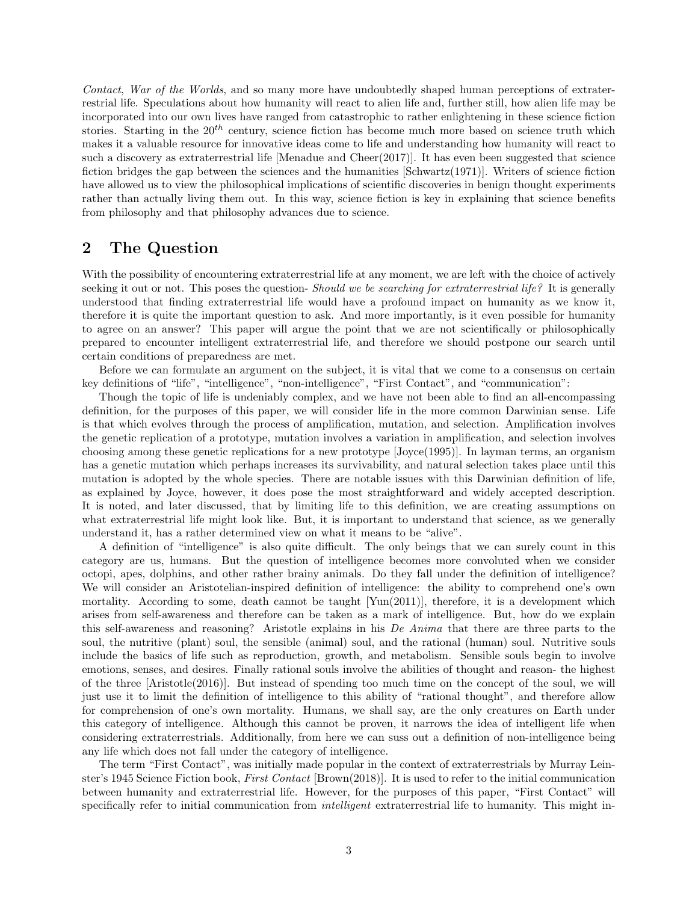*Contact*, *War of the Worlds*, and so many more have undoubtedly shaped human perceptions of extraterrestrial life. Speculations about how humanity will react to alien life and, further still, how alien life may be incorporated into our own lives have ranged from catastrophic to rather enlightening in these science fiction stories. Starting in the $20^{th}$ century, science fiction has become much more based on science truth which makes it a valuable resource for innovative ideas come to life and understanding how humanity will react to such a discovery as extraterrestrial life [Menadue and Cheer(2017)]. It has even been suggested that science fiction bridges the gap between the sciences and the humanities [Schwartz(1971)]. Writers of science fiction have allowed us to view the philosophical implications of scientific discoveries in benign thought experiments rather than actually living them out. In this way, science fiction is key in explaining that science benefits from philosophy and that philosophy advances due to science.

## 2 The Question

With the possibility of encountering extraterrestrial life at any moment, we are left with the choice of actively seeking it out or not. This poses the question- *Should we be searching for extraterrestrial life?* It is generally understood that finding extraterrestrial life would have a profound impact on humanity as we know it, therefore it is quite the important question to ask. And more importantly, is it even possible for humanity to agree on an answer? This paper will argue the point that we are not scientifically or philosophically prepared to encounter intelligent extraterrestrial life, and therefore we should postpone our search until certain conditions of preparedness are met.

Before we can formulate an argument on the subject, it is vital that we come to a consensus on certain key definitions of "life", "intelligence", "non-intelligence", "First Contact", and "communication":

Though the topic of life is undeniably complex, and we have not been able to find an all-encompassing definition, for the purposes of this paper, we will consider life in the more common Darwinian sense. Life is that which evolves through the process of amplification, mutation, and selection. Amplification involves the genetic replication of a prototype, mutation involves a variation in amplification, and selection involves choosing among these genetic replications for a new prototype [Joyce(1995)]. In layman terms, an organism has a genetic mutation which perhaps increases its survivability, and natural selection takes place until this mutation is adopted by the whole species. There are notable issues with this Darwinian definition of life, as explained by Joyce, however, it does pose the most straightforward and widely accepted description. It is noted, and later discussed, that by limiting life to this definition, we are creating assumptions on what extraterrestrial life might look like. But, it is important to understand that science, as we generally understand it, has a rather determined view on what it means to be "alive".

A definition of "intelligence" is also quite difficult. The only beings that we can surely count in this category are us, humans. But the question of intelligence becomes more convoluted when we consider octopi, apes, dolphins, and other rather brainy animals. Do they fall under the definition of intelligence? We will consider an Aristotelian-inspired definition of intelligence: the ability to comprehend one's own mortality. According to some, death cannot be taught [Yun(2011)], therefore, it is a development which arises from self-awareness and therefore can be taken as a mark of intelligence. But, how do we explain this self-awareness and reasoning? Aristotle explains in his *De Anima* that there are three parts to the soul, the nutritive (plant) soul, the sensible (animal) soul, and the rational (human) soul. Nutritive souls include the basics of life such as reproduction, growth, and metabolism. Sensible souls begin to involve emotions, senses, and desires. Finally rational souls involve the abilities of thought and reason- the highest of the three [Aristotle(2016)]. But instead of spending too much time on the concept of the soul, we will just use it to limit the definition of intelligence to this ability of "rational thought", and therefore allow for comprehension of one's own mortality. Humans, we shall say, are the only creatures on Earth under this category of intelligence. Although this cannot be proven, it narrows the idea of intelligent life when considering extraterrestrials. Additionally, from here we can suss out a definition of non-intelligence being any life which does not fall under the category of intelligence.

The term "First Contact", was initially made popular in the context of extraterrestrials by Murray Leinster's 1945 Science Fiction book, *First Contact* [Brown(2018)]. It is used to refer to the initial communication between humanity and extraterrestrial life. However, for the purposes of this paper, "First Contact" will specifically refer to initial communication from *intelligent* extraterrestrial life to humanity. This might in-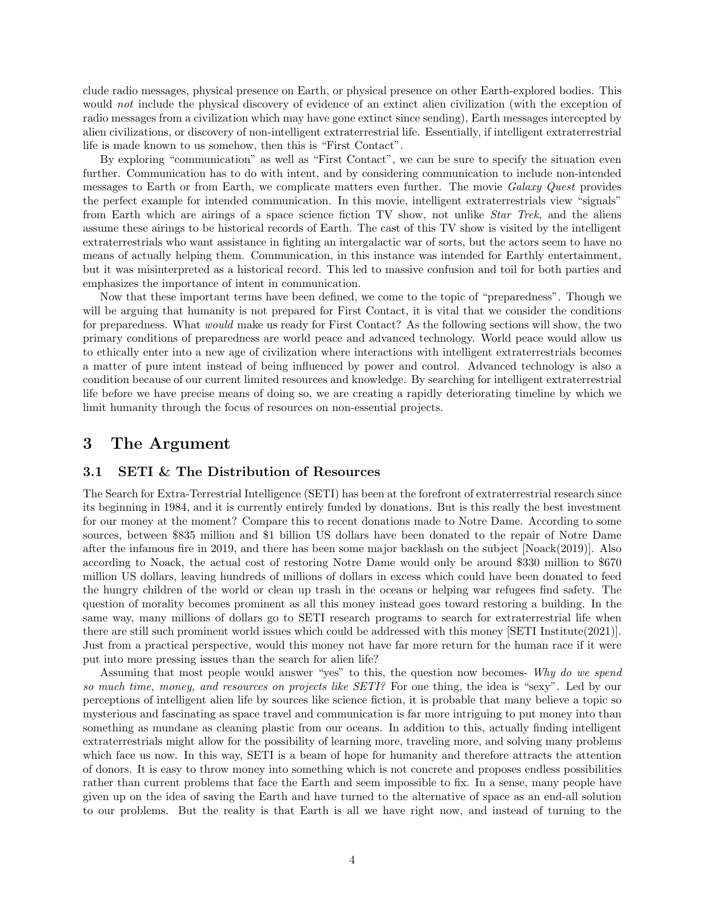clude radio messages, physical presence on Earth, or physical presence on other Earth-explored bodies. This would *not* include the physical discovery of evidence of an extinct alien civilization (with the exception of radio messages from a civilization which may have gone extinct since sending), Earth messages intercepted by alien civilizations, or discovery of non-intelligent extraterrestrial life. Essentially, if intelligent extraterrestrial life is made known to us somehow, then this is "First Contact".

By exploring "communication" as well as "First Contact", we can be sure to specify the situation even further. Communication has to do with intent, and by considering communication to include non-intended messages to Earth or from Earth, we complicate matters even further. The movie *Galaxy Quest* provides the perfect example for intended communication. In this movie, intelligent extraterrestrials view "signals" from Earth which are airings of a space science fiction TV show, not unlike *Star Trek*, and the aliens assume these airings to be historical records of Earth. The cast of this TV show is visited by the intelligent extraterrestrials who want assistance in fighting an intergalactic war of sorts, but the actors seem to have no means of actually helping them. Communication, in this instance was intended for Earthly entertainment, but it was misinterpreted as a historical record. This led to massive confusion and toil for both parties and emphasizes the importance of intent in communication.

Now that these important terms have been defined, we come to the topic of "preparedness". Though we will be arguing that humanity is not prepared for First Contact, it is vital that we consider the conditions for preparedness. What *would* make us ready for First Contact? As the following sections will show, the two primary conditions of preparedness are world peace and advanced technology. World peace would allow us to ethically enter into a new age of civilization where interactions with intelligent extraterrestrials becomes a matter of pure intent instead of being influenced by power and control. Advanced technology is also a condition because of our current limited resources and knowledge. By searching for intelligent extraterrestrial life before we have precise means of doing so, we are creating a rapidly deteriorating timeline by which we limit humanity through the focus of resources on non-essential projects.

## 3 The Argument

### 3.1 SETI & The Distribution of Resources

The Search for Extra-Terrestrial Intelligence (SETI) has been at the forefront of extraterrestrial research since its beginning in 1984, and it is currently entirely funded by donations. But is this really the best investment for our money at the moment? Compare this to recent donations made to Notre Dame. According to some sources, between $835 million and $1 billion US dollars have been donated to the repair of Notre Dame after the infamous fire in 2019, and there has been some major backlash on the subject [Noack(2019)]. Also according to Noack, the actual cost of restoring Notre Dame would only be around $330 million to $670 million US dollars, leaving hundreds of millions of dollars in excess which could have been donated to feed the hungry children of the world or clean up trash in the oceans or helping war refugees find safety. The question of morality becomes prominent as all this money instead goes toward restoring a building. In the same way, many millions of dollars go to SETI research programs to search for extraterrestrial life when there are still such prominent world issues which could be addressed with this money [SETI Institute(2021)]. Just from a practical perspective, would this money not have far more return for the human race if it were put into more pressing issues than the search for alien life?

Assuming that most people would answer "yes" to this, the question now becomes- *Why do we spend so much time, money, and resources on projects like SETI?* For one thing, the idea is "sexy". Led by our perceptions of intelligent alien life by sources like science fiction, it is probable that many believe a topic so mysterious and fascinating as space travel and communication is far more intriguing to put money into than something as mundane as cleaning plastic from our oceans. In addition to this, actually finding intelligent extraterrestrials might allow for the possibility of learning more, traveling more, and solving many problems which face us now. In this way, SETI is a beam of hope for humanity and therefore attracts the attention of donors. It is easy to throw money into something which is not concrete and proposes endless possibilities rather than current problems that face the Earth and seem impossible to fix. In a sense, many people have given up on the idea of saving the Earth and have turned to the alternative of space as an end-all solution to our problems. But the reality is that Earth is all we have right now, and instead of turning to the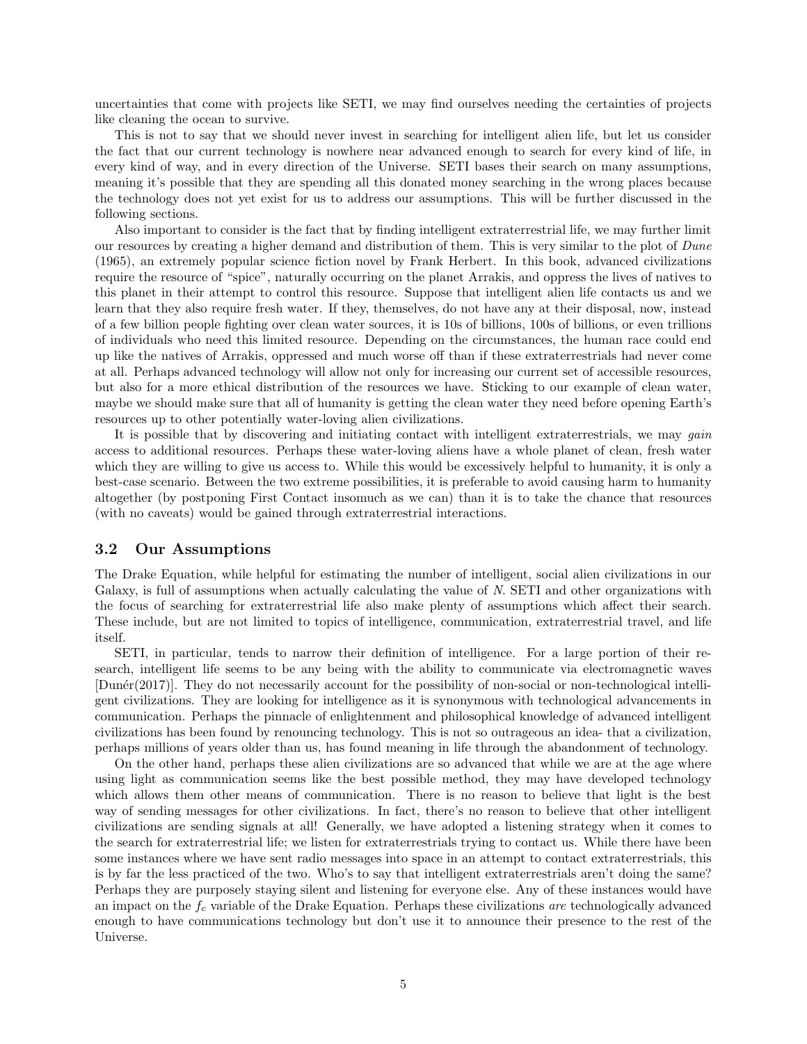uncertainties that come with projects like SETI, we may find ourselves needing the certainties of projects like cleaning the ocean to survive.

This is not to say that we should never invest in searching for intelligent alien life, but let us consider the fact that our current technology is nowhere near advanced enough to search for every kind of life, in every kind of way, and in every direction of the Universe. SETI bases their search on many assumptions, meaning it's possible that they are spending all this donated money searching in the wrong places because the technology does not yet exist for us to address our assumptions. This will be further discussed in the following sections.

Also important to consider is the fact that by finding intelligent extraterrestrial life, we may further limit our resources by creating a higher demand and distribution of them. This is very similar to the plot of *Dune* (1965), an extremely popular science fiction novel by Frank Herbert. In this book, advanced civilizations require the resource of "spice", naturally occurring on the planet Arrakis, and oppress the lives of natives to this planet in their attempt to control this resource. Suppose that intelligent alien life contacts us and we learn that they also require fresh water. If they, themselves, do not have any at their disposal, now, instead of a few billion people fighting over clean water sources, it is 10s of billions, 100s of billions, or even trillions of individuals who need this limited resource. Depending on the circumstances, the human race could end up like the natives of Arrakis, oppressed and much worse off than if these extraterrestrials had never come at all. Perhaps advanced technology will allow not only for increasing our current set of accessible resources, but also for a more ethical distribution of the resources we have. Sticking to our example of clean water, maybe we should make sure that all of humanity is getting the clean water they need before opening Earth's resources up to other potentially water-loving alien civilizations.

It is possible that by discovering and initiating contact with intelligent extraterrestrials, we may *gain* access to additional resources. Perhaps these water-loving aliens have a whole planet of clean, fresh water which they are willing to give us access to. While this would be excessively helpful to humanity, it is only a best-case scenario. Between the two extreme possibilities, it is preferable to avoid causing harm to humanity altogether (by postponing First Contact insomuch as we can) than it is to take the chance that resources (with no caveats) would be gained through extraterrestrial interactions.

### 3.2 Our Assumptions

The Drake Equation, while helpful for estimating the number of intelligent, social alien civilizations in our Galaxy, is full of assumptions when actually calculating the value of $N$. SETI and other organizations with the focus of searching for extraterrestrial life also make plenty of assumptions which affect their search. These include, but are not limited to topics of intelligence, communication, extraterrestrial travel, and life itself.

SETI, in particular, tends to narrow their definition of intelligence. For a large portion of their research, intelligent life seems to be any being with the ability to communicate via electromagnetic waves [Dunér(2017)]. They do not necessarily account for the possibility of non-social or non-technological intelligent civilizations. They are looking for intelligence as it is synonymous with technological advancements in communication. Perhaps the pinnacle of enlightenment and philosophical knowledge of advanced intelligent civilizations has been found by renouncing technology. This is not so outrageous an idea- that a civilization, perhaps millions of years older than us, has found meaning in life through the abandonment of technology.

On the other hand, perhaps these alien civilizations are so advanced that while we are at the age where using light as communication seems like the best possible method, they may have developed technology which allows them other means of communication. There is no reason to believe that light is the best way of sending messages for other civilizations. In fact, there's no reason to believe that other intelligent civilizations are sending signals at all! Generally, we have adopted a listening strategy when it comes to the search for extraterrestrial life; we listen for extraterrestrials trying to contact us. While there have been some instances where we have sent radio messages into space in an attempt to contact extraterrestrials, this is by far the less practiced of the two. Who's to say that intelligent extraterrestrials aren't doing the same? Perhaps they are purposely staying silent and listening for everyone else. Any of these instances would have an impact on the $f_c$ variable of the Drake Equation. Perhaps these civilizations *are* technologically advanced enough to have communications technology but don't use it to announce their presence to the rest of the Universe.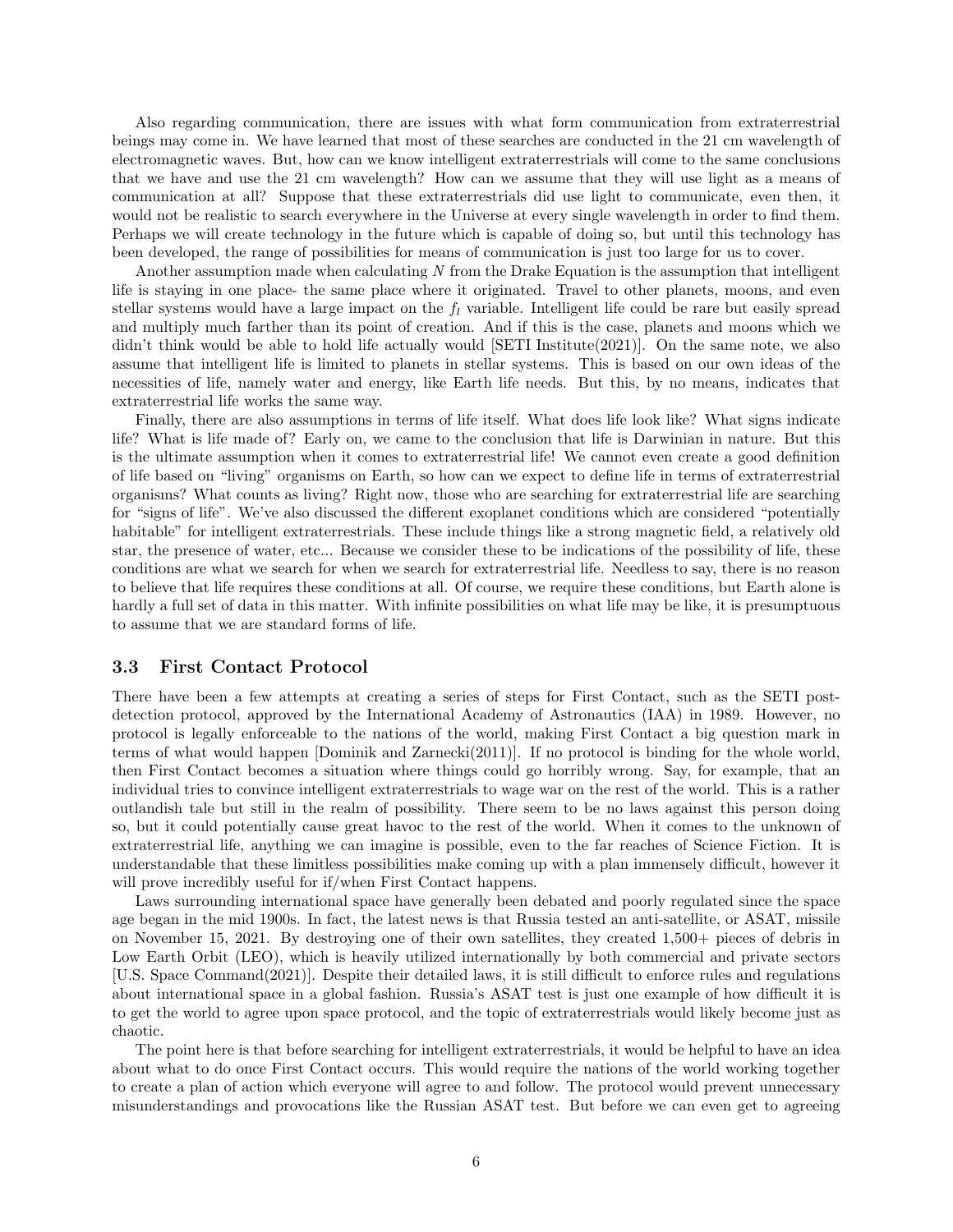Also regarding communication, there are issues with what form communication from extraterrestrial beings may come in. We have learned that most of these searches are conducted in the 21 cm wavelength of electromagnetic waves. But, how can we know intelligent extraterrestrials will come to the same conclusions that we have and use the 21 cm wavelength? How can we assume that they will use light as a means of communication at all? Suppose that these extraterrestrials did use light to communicate, even then, it would not be realistic to search everywhere in the Universe at every single wavelength in order to find them. Perhaps we will create technology in the future which is capable of doing so, but until this technology has been developed, the range of possibilities for means of communication is just too large for us to cover.

Another assumption made when calculating $N$ from the Drake Equation is the assumption that intelligent life is staying in one place- the same place where it originated. Travel to other planets, moons, and even stellar systems would have a large impact on the $f_l$ variable. Intelligent life could be rare but easily spread and multiply much farther than its point of creation. And if this is the case, planets and moons which we didn't think would be able to hold life actually would [SETI Institute(2021)]. On the same note, we also assume that intelligent life is limited to planets in stellar systems. This is based on our own ideas of the necessities of life, namely water and energy, like Earth life needs. But this, by no means, indicates that extraterrestrial life works the same way.

Finally, there are also assumptions in terms of life itself. What does life look like? What signs indicate life? What is life made of? Early on, we came to the conclusion that life is Darwinian in nature. But this is the ultimate assumption when it comes to extraterrestrial life! We cannot even create a good definition of life based on "living" organisms on Earth, so how can we expect to define life in terms of extraterrestrial organisms? What counts as living? Right now, those who are searching for extraterrestrial life are searching for "signs of life". We've also discussed the different exoplanet conditions which are considered "potentially habitable" for intelligent extraterrestrials. These include things like a strong magnetic field, a relatively old star, the presence of water, etc... Because we consider these to be indications of the possibility of life, these conditions are what we search for when we search for extraterrestrial life. Needless to say, there is no reason to believe that life requires these conditions at all. Of course, we require these conditions, but Earth alone is hardly a full set of data in this matter. With infinite possibilities on what life may be like, it is presumptuous to assume that we are standard forms of life.

### 3.3 First Contact Protocol

There have been a few attempts at creating a series of steps for First Contact, such as the SETI post-detection protocol, approved by the International Academy of Astronautics (IAA) in 1989. However, no protocol is legally enforceable to the nations of the world, making First Contact a big question mark in terms of what would happen [Dominik and Zarnecki(2011)]. If no protocol is binding for the whole world, then First Contact becomes a situation where things could go horribly wrong. Say, for example, that an individual tries to convince intelligent extraterrestrials to wage war on the rest of the world. This is a rather outlandish tale but still in the realm of possibility. There seem to be no laws against this person doing so, but it could potentially cause great havoc to the rest of the world. When it comes to the unknown of extraterrestrial life, anything we can imagine is possible, even to the far reaches of Science Fiction. It is understandable that these limitless possibilities make coming up with a plan immensely difficult, however it will prove incredibly useful for if/when First Contact happens.

Laws surrounding international space have generally been debated and poorly regulated since the space age began in the mid 1900s. In fact, the latest news is that Russia tested an anti-satellite, or ASAT, missile on November 15, 2021. By destroying one of their own satellites, they created 1,500+ pieces of debris in Low Earth Orbit (LEO), which is heavily utilized internationally by both commercial and private sectors [U.S. Space Command(2021)]. Despite their detailed laws, it is still difficult to enforce rules and regulations about international space in a global fashion. Russia's ASAT test is just one example of how difficult it is to get the world to agree upon space protocol, and the topic of extraterrestrials would likely become just as chaotic.

The point here is that before searching for intelligent extraterrestrials, it would be helpful to have an idea about what to do once First Contact occurs. This would require the nations of the world working together to create a plan of action which everyone will agree to and follow. The protocol would prevent unnecessary misunderstandings and provocations like the Russian ASAT test. But before we can even get to agreeing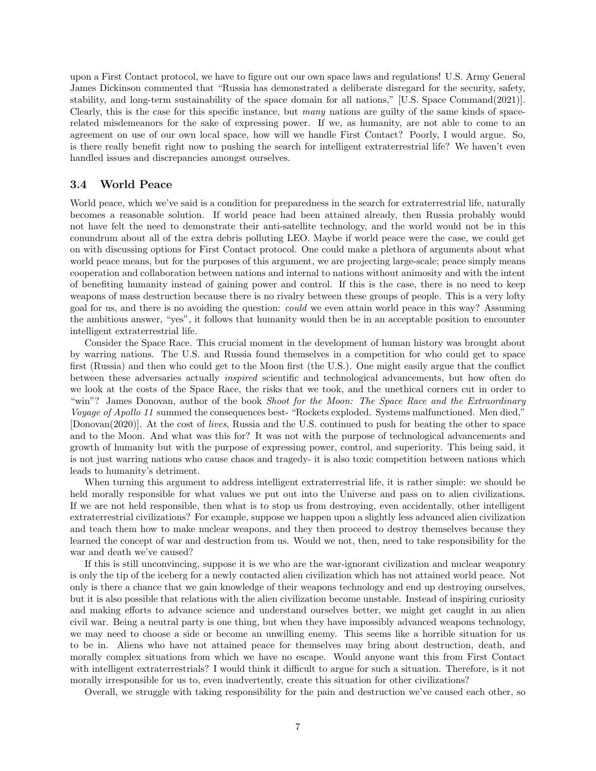upon a First Contact protocol, we have to figure out our own space laws and regulations! U.S. Army General James Dickinson commented that "Russia has demonstrated a deliberate disregard for the security, safety, stability, and long-term sustainability of the space domain for all nations," [U.S. Space Command(2021)]. Clearly, this is the case for this specific instance, but *many* nations are guilty of the same kinds of space-related misdemeanors for the sake of expressing power. If we, as humanity, are not able to come to an agreement on use of our own local space, how will we handle First Contact? Poorly, I would argue. So, is there really benefit right now to pushing the search for intelligent extraterrestrial life? We haven't even handled issues and discrepancies amongst ourselves.

### 3.4 World Peace

World peace, which we've said is a condition for preparedness in the search for extraterrestrial life, naturally becomes a reasonable solution. If world peace had been attained already, then Russia probably would not have felt the need to demonstrate their anti-satellite technology, and the world would not be in this conundrum about all of the extra debris polluting LEO. Maybe if world peace were the case, we could get on with discussing options for First Contact protocol. One could make a plethora of arguments about what world peace means, but for the purposes of this argument, we are projecting large-scale; peace simply means cooperation and collaboration between nations and internal to nations without animosity and with the intent of benefiting humanity instead of gaining power and control. If this is the case, there is no need to keep weapons of mass destruction because there is no rivalry between these groups of people. This is a very lofty goal for us, and there is no avoiding the question: *could* we even attain world peace in this way? Assuming the ambitious answer, "yes", it follows that humanity would then be in an acceptable position to encounter intelligent extraterrestrial life.

Consider the Space Race. This crucial moment in the development of human history was brought about by warring nations. The U.S. and Russia found themselves in a competition for who could get to space first (Russia) and then who could get to the Moon first (the U.S.). One might easily argue that the conflict between these adversaries actually *inspired* scientific and technological advancements, but how often do we look at the costs of the Space Race, the risks that we took, and the unethical corners cut in order to "win"? James Donovan, author of the book *Shoot for the Moon: The Space Race and the Extraordinary Voyage of Apollo 11* summed the consequences best- "Rockets exploded. Systems malfunctioned. Men died," [Donovan(2020)]. At the cost of *lives*, Russia and the U.S. continued to push for beating the other to space and to the Moon. And what was this for? It was not with the purpose of technological advancements and growth of humanity but with the purpose of expressing power, control, and superiority. This being said, it is not just warring nations who cause chaos and tragedy- it is also toxic competition between nations which leads to humanity's detriment.

When turning this argument to address intelligent extraterrestrial life, it is rather simple: we should be held morally responsible for what values we put out into the Universe and pass on to alien civilizations. If we are not held responsible, then what is to stop us from destroying, even accidentally, other intelligent extraterrestrial civilizations? For example, suppose we happen upon a slightly less advanced alien civilization and teach them how to make nuclear weapons, and they then proceed to destroy themselves because they learned the concept of war and destruction from us. Would we not, then, need to take responsibility for the war and death we've caused?

If this is still unconvincing, suppose it is we who are the war-ignorant civilization and nuclear weaponry is only the tip of the iceberg for a newly contacted alien civilization which has not attained world peace. Not only is there a chance that we gain knowledge of their weapons technology and end up destroying ourselves, but it is also possible that relations with the alien civilization become unstable. Instead of inspiring curiosity and making efforts to advance science and understand ourselves better, we might get caught in an alien civil war. Being a neutral party is one thing, but when they have impossibly advanced weapons technology, we may need to choose a side or become an unwilling enemy. This seems like a horrible situation for us to be in. Aliens who have not attained peace for themselves may bring about destruction, death, and morally complex situations from which we have no escape. Would anyone want this from First Contact with intelligent extraterrestrials? I would think it difficult to argue for such a situation. Therefore, is it not morally irresponsible for us to, even inadvertently, create this situation for other civilizations?

Overall, we struggle with taking responsibility for the pain and destruction we've caused each other, so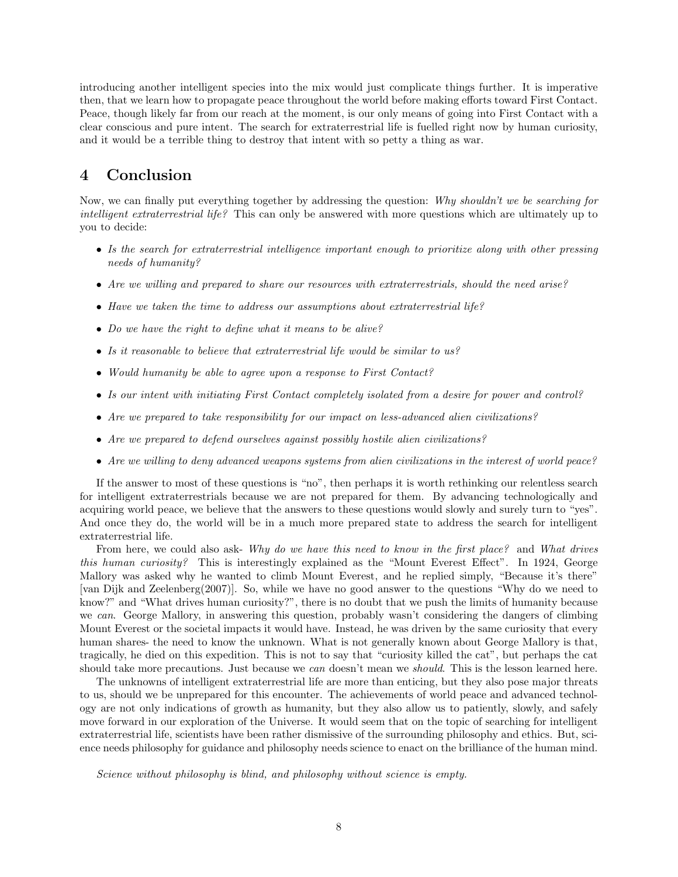introducing another intelligent species into the mix would just complicate things further. It is imperative then, that we learn how to propagate peace throughout the world before making efforts toward First Contact. Peace, though likely far from our reach at the moment, is our only means of going into First Contact with a clear conscious and pure intent. The search for extraterrestrial life is fuelled right now by human curiosity, and it would be a terrible thing to destroy that intent with so petty a thing as war.

## 4 Conclusion

Now, we can finally put everything together by addressing the question: *Why shouldn't we be searching for intelligent extraterrestrial life?* This can only be answered with more questions which are ultimately up to you to decide:

- *Is the search for extraterrestrial intelligence important enough to prioritize along with other pressing needs of humanity?*
- *Are we willing and prepared to share our resources with extraterrestrials, should the need arise?*
- *Have we taken the time to address our assumptions about extraterrestrial life?*
- *Do we have the right to define what it means to be alive?*
- *Is it reasonable to believe that extraterrestrial life would be similar to us?*
- *Would humanity be able to agree upon a response to First Contact?*
- *Is our intent with initiating First Contact completely isolated from a desire for power and control?*
- *Are we prepared to take responsibility for our impact on less-advanced alien civilizations?*
- *Are we prepared to defend ourselves against possibly hostile alien civilizations?*
- *Are we willing to deny advanced weapons systems from alien civilizations in the interest of world peace?*

If the answer to most of these questions is "no", then perhaps it is worth rethinking our relentless search for intelligent extraterrestrials because we are not prepared for them. By advancing technologically and acquiring world peace, we believe that the answers to these questions would slowly and surely turn to "yes". And once they do, the world will be in a much more prepared state to address the search for intelligent extraterrestrial life.

From here, we could also ask- *Why do we have this need to know in the first place?* and *What drives this human curiosity?* This is interestingly explained as the "Mount Everest Effect". In 1924, George Mallory was asked why he wanted to climb Mount Everest, and he replied simply, "Because it's there" [van Dijk and Zeelenberg(2007)]. So, while we have no good answer to the questions "Why do we need to know?" and "What drives human curiosity?", there is no doubt that we push the limits of humanity because we *can*. George Mallory, in answering this question, probably wasn't considering the dangers of climbing Mount Everest or the societal impacts it would have. Instead, he was driven by the same curiosity that every human shares- the need to know the unknown. What is not generally known about George Mallory is that, tragically, he died on this expedition. This is not to say that "curiosity killed the cat", but perhaps the cat should take more precautions. Just because we *can* doesn't mean we *should*. This is the lesson learned here.

The unknowns of intelligent extraterrestrial life are more than enticing, but they also pose major threats to us, should we be unprepared for this encounter. The achievements of world peace and advanced technology are not only indications of growth as humanity, but they also allow us to patiently, slowly, and safely move forward in our exploration of the Universe. It would seem that on the topic of searching for intelligent extraterrestrial life, scientists have been rather dismissive of the surrounding philosophy and ethics. But, science needs philosophy for guidance and philosophy needs science to enact on the brilliance of the human mind.

*Science without philosophy is blind, and philosophy without science is empty.*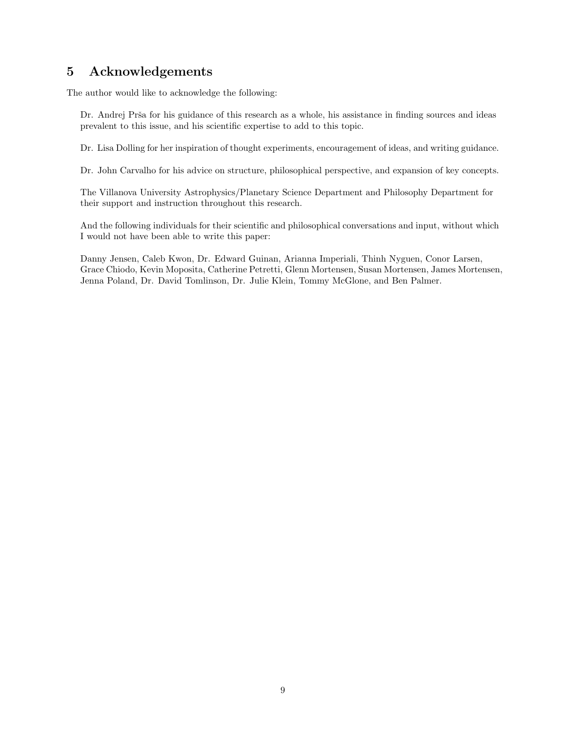## 5 Acknowledgements

The author would like to acknowledge the following:

Dr. Andrej Prša for his guidance of this research as a whole, his assistance in finding sources and ideas prevalent to this issue, and his scientific expertise to add to this topic.

Dr. Lisa Dolling for her inspiration of thought experiments, encouragement of ideas, and writing guidance.

Dr. John Carvalho for his advice on structure, philosophical perspective, and expansion of key concepts.

The Villanova University Astrophysics/Planetary Science Department and Philosophy Department for their support and instruction throughout this research.

And the following individuals for their scientific and philosophical conversations and input, without which I would not have been able to write this paper:

Danny Jensen, Caleb Kwon, Dr. Edward Guinan, Arianna Imperiali, Thinh Nyguen, Conor Larsen, Grace Chiodo, Kevin Moposita, Catherine Petretti, Glenn Mortensen, Susan Mortensen, James Mortensen, Jenna Poland, Dr. David Tomlinson, Dr. Julie Klein, Tommy McGlone, and Ben Palmer.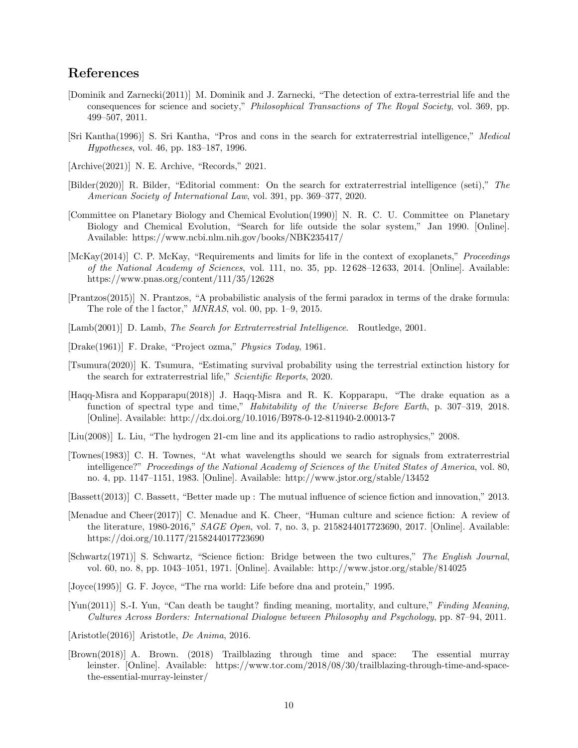## References

[Dominik and Zarnecki(2011)] M. Dominik and J. Zarnecki, "The detection of extra-terrestrial life and the consequences for science and society," *Philosophical Transactions of The Royal Society*, vol. 369, pp. 499–507, 2011.

[Sri Kantha(1996)] S. Sri Kantha, "Pros and cons in the search for extraterrestrial intelligence," *Medical Hypotheses*, vol. 46, pp. 183–187, 1996.

[Archive(2021)] N. E. Archive, "Records," 2021.

[Bilder(2020)] R. Bilder, "Editorial comment: On the search for extraterrestrial intelligence (seti)," *The American Society of International Law*, vol. 391, pp. 369–377, 2020.

[Committee on Planetary Biology and Chemical Evolution(1990)] N. R. C. U. Committee on Planetary Biology and Chemical Evolution, "Search for life outside the solar system," Jan 1990. [Online]. Available: https://www.ncbi.nlm.nih.gov/books/NBK235417/

[McKay(2014)] C. P. McKay, "Requirements and limits for life in the context of exoplanets," *Proceedings of the National Academy of Sciences*, vol. 111, no. 35, pp. 12 628–12 633, 2014. [Online]. Available: https://www.pnas.org/content/111/35/12628

[Prantzos(2015)] N. Prantzos, "A probabilistic analysis of the fermi paradox in terms of the drake formula: The role of the l factor," *MNRAS*, vol. 00, pp. 1–9, 2015.

[Lamb(2001)] D. Lamb, *The Search for Extraterrestrial Intelligence*. Routledge, 2001.

[Drake(1961)] F. Drake, "Project ozma," *Physics Today*, 1961.

[Tsumura(2020)] K. Tsumura, "Estimating survival probability using the terrestrial extinction history for the search for extraterrestrial life," *Scientific Reports*, 2020.

[Haqq-Misra and Kopparapu(2018)] J. Haqq-Misra and R. K. Kopparapu, "The drake equation as a function of spectral type and time," *Habitability of the Universe Before Earth*, p. 307–319, 2018. [Online]. Available: http://dx.doi.org/10.1016/B978-0-12-811940-2.00013-7

[Liu(2008)] L. Liu, "The hydrogen 21-cm line and its applications to radio astrophysics," 2008.

[Townes(1983)] C. H. Townes, "At what wavelengths should we search for signals from extraterrestrial intelligence?" *Proceedings of the National Academy of Sciences of the United States of America*, vol. 80, no. 4, pp. 1147–1151, 1983. [Online]. Available: http://www.jstor.org/stable/13452

[Bassett(2013)] C. Bassett, "Better made up : The mutual influence of science fiction and innovation," 2013.

[Menadue and Cheer(2017)] C. Menadue and K. Cheer, "Human culture and science fiction: A review of the literature, 1980-2016," *SAGE Open*, vol. 7, no. 3, p. 2158244017723690, 2017. [Online]. Available: https://doi.org/10.1177/2158244017723690

[Schwartz(1971)] S. Schwartz, "Science fiction: Bridge between the two cultures," *The English Journal*, vol. 60, no. 8, pp. 1043–1051, 1971. [Online]. Available: http://www.jstor.org/stable/814025

[Joyce(1995)] G. F. Joyce, "The rna world: Life before dna and protein," 1995.

[Yun(2011)] S.-I. Yun, "Can death be taught? finding meaning, mortality, and culture," *Finding Meaning, Cultures Across Borders: International Dialogue between Philosophy and Psychology*, pp. 87–94, 2011.

[Aristotle(2016)] Aristotle, *De Anima*, 2016.

[Brown(2018)] A. Brown. (2018) Trailblazing through time and space: The essential murray leinster. [Online]. Available: https://www.tor.com/2018/08/30/trailblazing-through-time-and-space-the-essential-murray-leinster/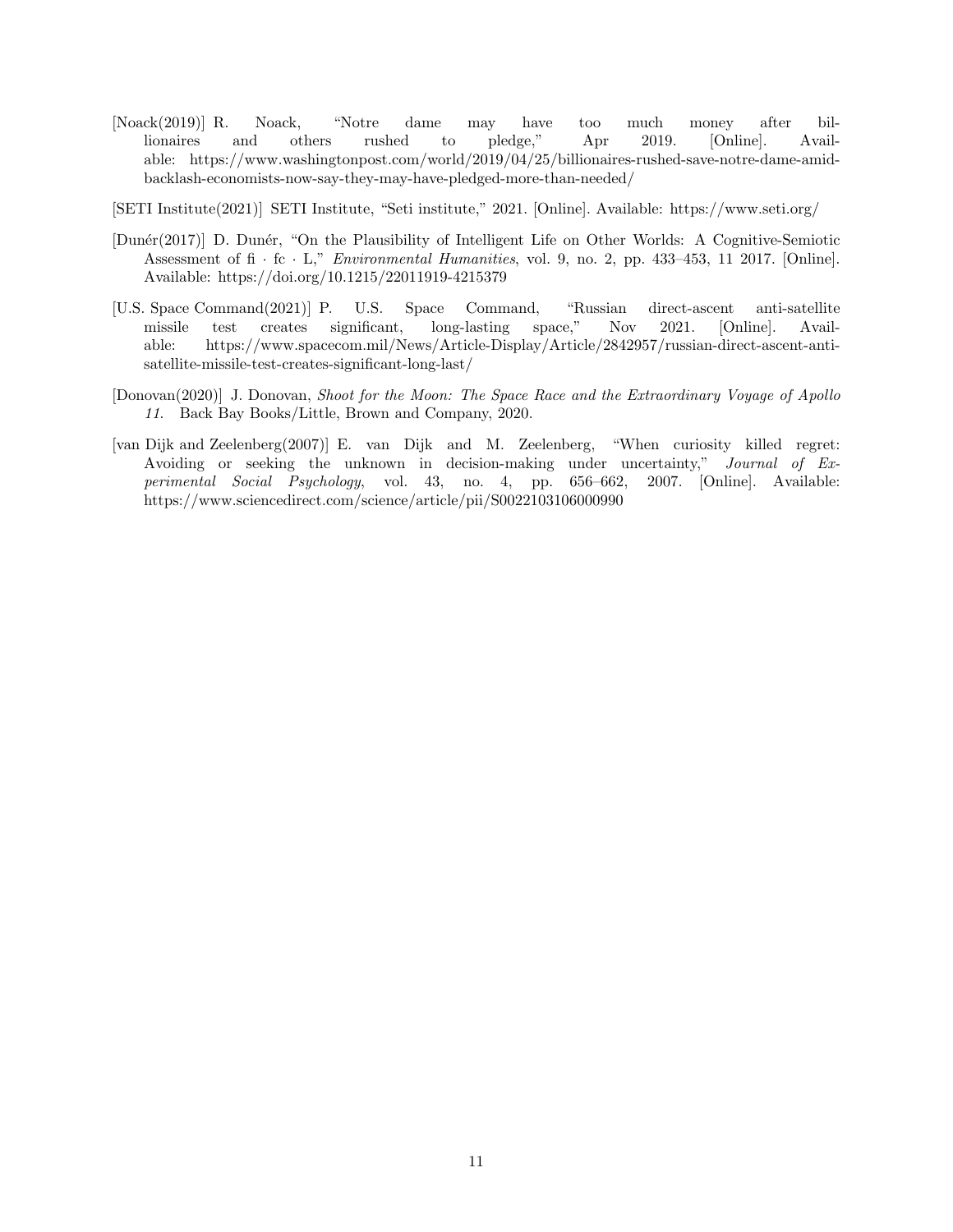[Noack(2019)] R. Noack, "Notre dame may have too much money after billionaires and others rushed to pledge," Apr 2019. [Online]. Available: https://www.washingtonpost.com/world/2019/04/25/billionaires-rushed-save-notre-dame-amid-backlash-economists-now-say-they-may-have-pledged-more-than-needed/

[SETI Institute(2021)] SETI Institute, "Seti institute," 2021. [Online]. Available: https://www.seti.org/

[Dunér(2017)] D. Dunér, "On the Plausibility of Intelligent Life on Other Worlds: A Cognitive-Semiotic Assessment of fi · fc · L," *Environmental Humanities*, vol. 9, no. 2, pp. 433–453, 11 2017. [Online]. Available: https://doi.org/10.1215/22011919-4215379

[U.S. Space Command(2021)] P. U.S. Space Command, "Russian direct-ascent anti-satellite missile test creates significant, long-lasting space," Nov 2021. [Online]. Available: https://www.spacecom.mil/News/Article-Display/Article/2842957/russian-direct-ascent-anti-satellite-missile-test-creates-significant-long-last/

[Donovan(2020)] J. Donovan, *Shoot for the Moon: The Space Race and the Extraordinary Voyage of Apollo 11.* Back Bay Books/Little, Brown and Company, 2020.

[van Dijk and Zeelenberg(2007)] E. van Dijk and M. Zeelenberg, "When curiosity killed regret: Avoiding or seeking the unknown in decision-making under uncertainty," *Journal of Experimental Social Psychology*, vol. 43, no. 4, pp. 656–662, 2007. [Online]. Available: https://www.sciencedirect.com/science/article/pii/S0022103106000990